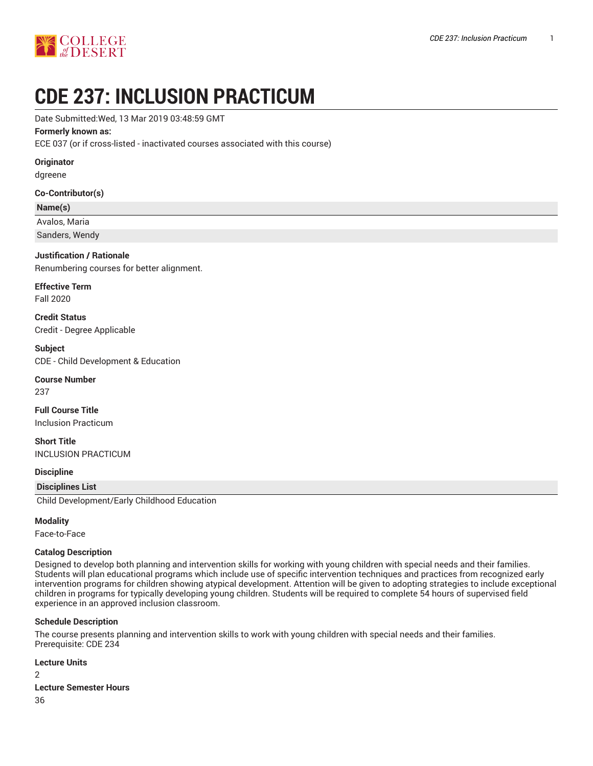# CDE 237: INCLUSION PRACTICUM

Date Submitted:Wed, 13 Mar 2019 03:48:59 GMT

**Formerly known as:**

ECE 037 (or if cross-listed - inactivated courses associated with this course)

**Originator**

dgreene

**Co-Contributor(s)**

| Name(s) |
|---|
| Avalos, Maria |
| Sanders, Wendy |

**Justification / Rationale**

Renumbering courses for better alignment.

**Effective Term**

Fall 2020

**Credit Status**

Credit - Degree Applicable

**Subject**

CDE - Child Development & Education

**Course Number**

237

**Full Course Title**

Inclusion Practicum

**Short Title**

INCLUSION PRACTICUM

**Discipline**

| Disciplines List |
|---|
| Child Development/Early Childhood Education |

**Modality**

Face-to-Face

**Catalog Description**

Designed to develop both planning and intervention skills for working with young children with special needs and their families. Students will plan educational programs which include use of specific intervention techniques and practices from recognized early intervention programs for children showing atypical development. Attention will be given to adopting strategies to include exceptional children in programs for typically developing young children. Students will be required to complete 54 hours of supervised field experience in an approved inclusion classroom.

**Schedule Description**

The course presents planning and intervention skills to work with young children with special needs and their families.
Prerequisite: CDE 234

**Lecture Units**

2

**Lecture Semester Hours**

36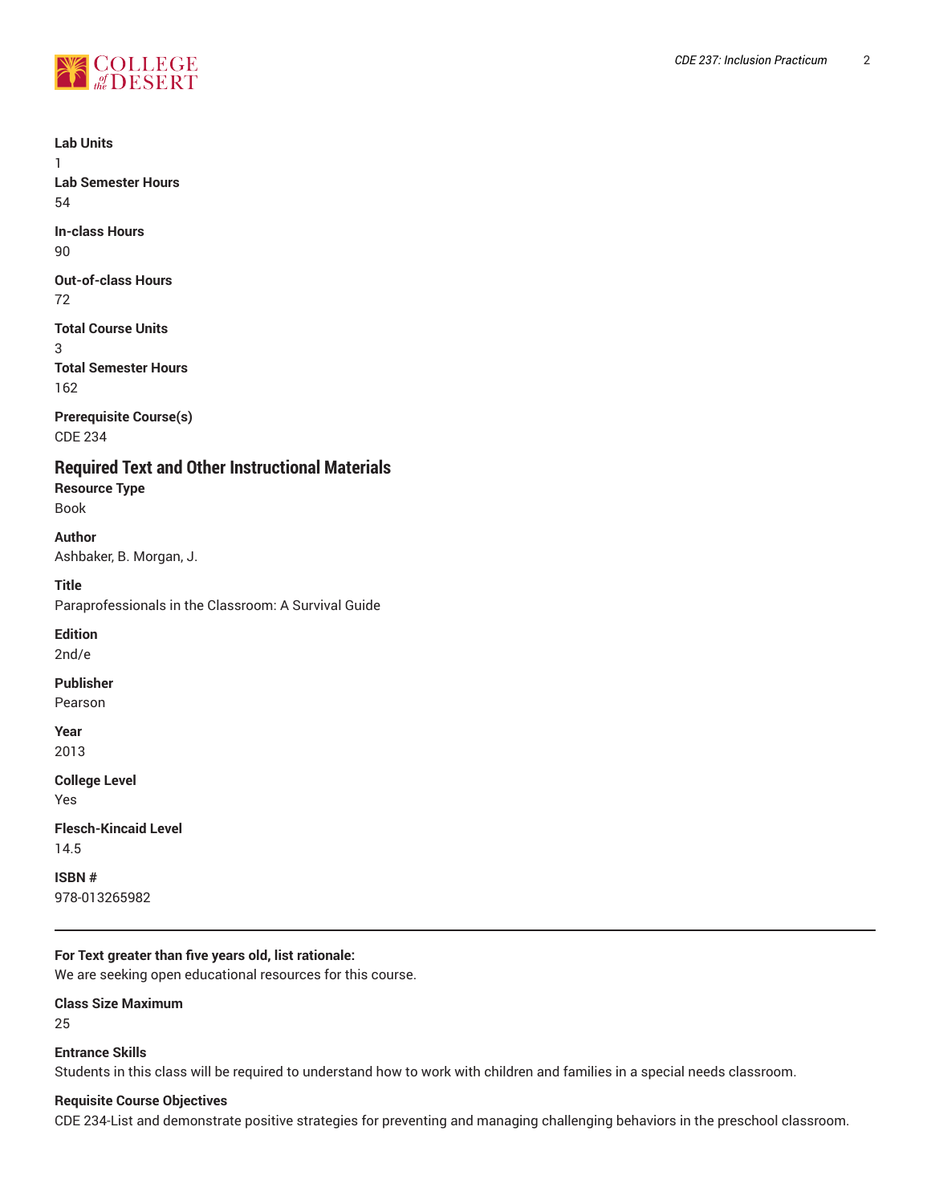**Lab Units**
1
**Lab Semester Hours**
54

**In-class Hours**
90

**Out-of-class Hours**
72

**Total Course Units**
3
**Total Semester Hours**
162

**Prerequisite Course(s)**
CDE 234

## Required Text and Other Instructional Materials

**Resource Type**
Book

**Author**
Ashbaker, B. Morgan, J.

**Title**
Paraprofessionals in the Classroom: A Survival Guide

**Edition**
2nd/e

**Publisher**
Pearson

**Year**
2013

**College Level**
Yes

**Flesch-Kincaid Level**
14.5

**ISBN #**
978-013265982

---

**For Text greater than five years old, list rationale:**
We are seeking open educational resources for this course.

**Class Size Maximum**
25

**Entrance Skills**
Students in this class will be required to understand how to work with children and families in a special needs classroom.

**Requisite Course Objectives**
CDE 234-List and demonstrate positive strategies for preventing and managing challenging behaviors in the preschool classroom.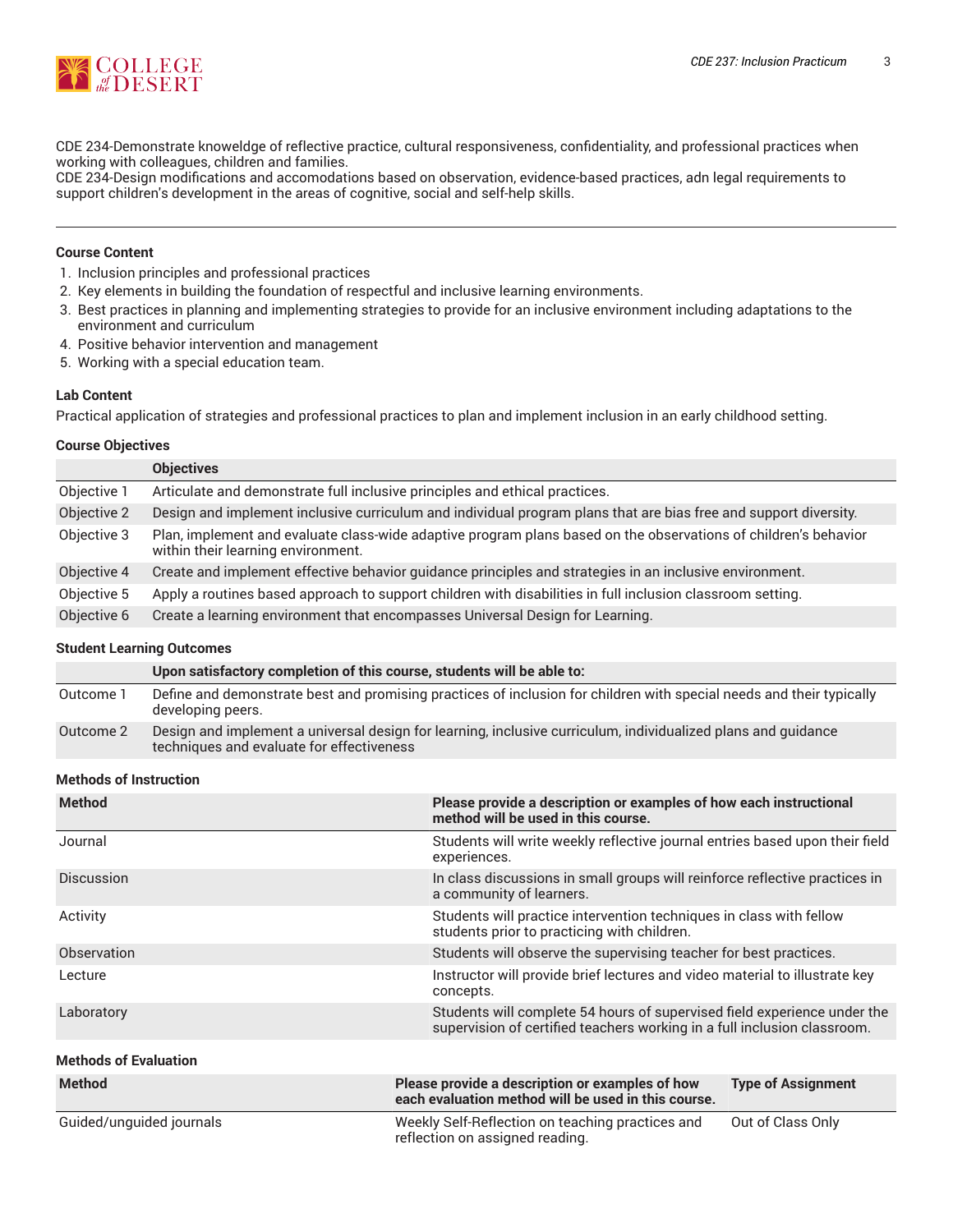CDE 234-Demonstrate knoweldge of reflective practice, cultural responsiveness, confidentiality, and professional practices when working with colleagues, children and families.
CDE 234-Design modifications and accomodations based on observation, evidence-based practices, adn legal requirements to support children's development in the areas of cognitive, social and self-help skills.

---

**Course Content**

1. Inclusion principles and professional practices
2. Key elements in building the foundation of respectful and inclusive learning environments.
3. Best practices in planning and implementing strategies to provide for an inclusive environment including adaptations to the environment and curriculum
4. Positive behavior intervention and management
5. Working with a special education team.

**Lab Content**

Practical application of strategies and professional practices to plan and implement inclusion in an early childhood setting.

**Course Objectives**

| | Objectives |
|---|---|
| Objective 1 | Articulate and demonstrate full inclusive principles and ethical practices. |
| Objective 2 | Design and implement inclusive curriculum and individual program plans that are bias free and support diversity. |
| Objective 3 | Plan, implement and evaluate class-wide adaptive program plans based on the observations of children's behavior within their learning environment. |
| Objective 4 | Create and implement effective behavior guidance principles and strategies in an inclusive environment. |
| Objective 5 | Apply a routines based approach to support children with disabilities in full inclusion classroom setting. |
| Objective 6 | Create a learning environment that encompasses Universal Design for Learning. |

**Student Learning Outcomes**

| | Upon satisfactory completion of this course, students will be able to: |
|---|---|
| Outcome 1 | Define and demonstrate best and promising practices of inclusion for children with special needs and their typically developing peers. |
| Outcome 2 | Design and implement a universal design for learning, inclusive curriculum, individualized plans and guidance techniques and evaluate for effectiveness |

**Methods of Instruction**

| Method | Please provide a description or examples of how each instructional method will be used in this course. |
|---|---|
| Journal | Students will write weekly reflective journal entries based upon their field experiences. |
| Discussion | In class discussions in small groups will reinforce reflective practices in a community of learners. |
| Activity | Students will practice intervention techniques in class with fellow students prior to practicing with children. |
| Observation | Students will observe the supervising teacher for best practices. |
| Lecture | Instructor will provide brief lectures and video material to illustrate key concepts. |
| Laboratory | Students will complete 54 hours of supervised field experience under the supervision of certified teachers working in a full inclusion classroom. |

**Methods of Evaluation**

| Method | Please provide a description or examples of how each evaluation method will be used in this course. | Type of Assignment |
|---|---|---|
| Guided/unguided journals | Weekly Self-Reflection on teaching practices and reflection on assigned reading. | Out of Class Only |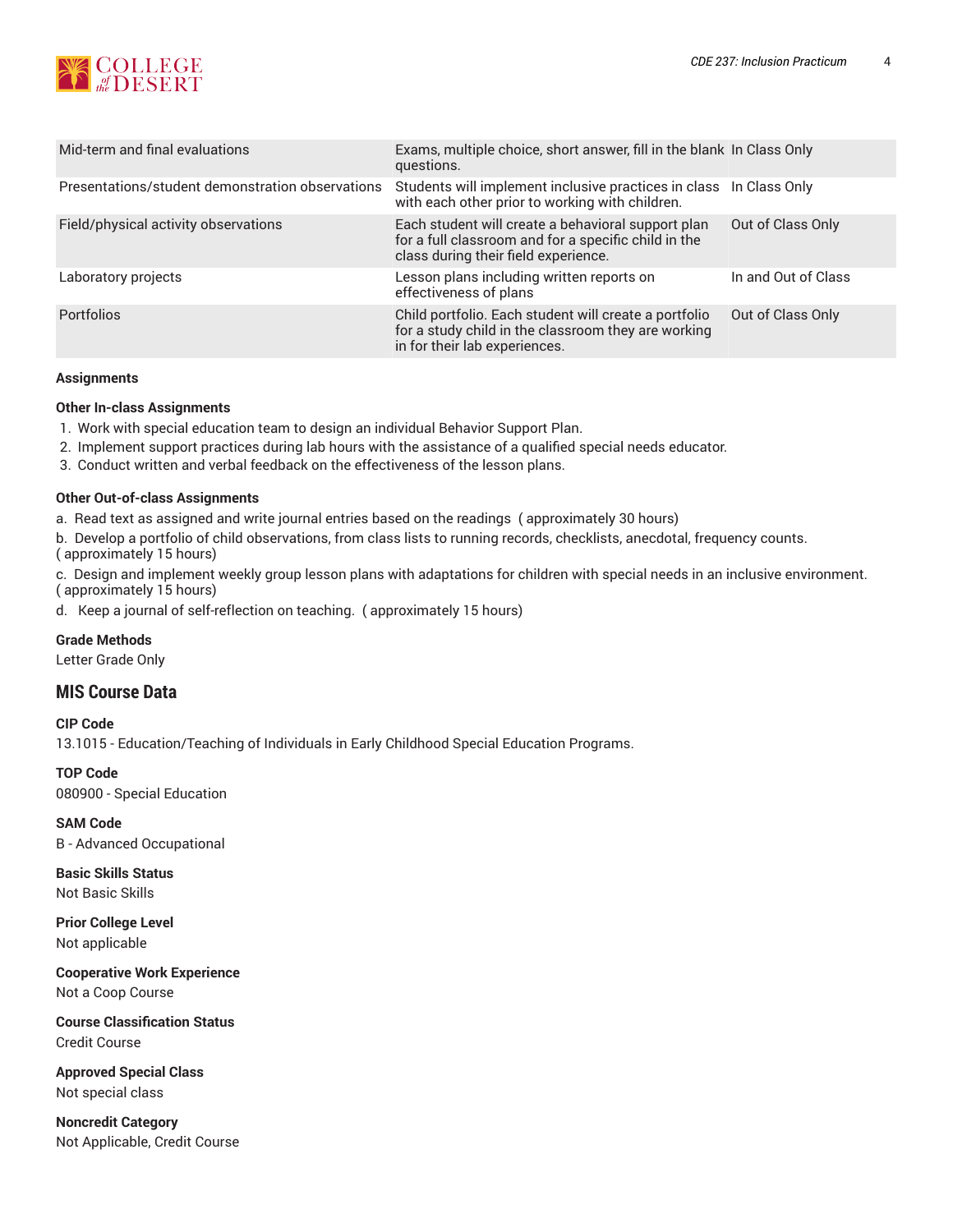| Mid-term and final evaluations | Exams, multiple choice, short answer, fill in the blank questions. | In Class Only |
| --- | --- | --- |
| Presentations/student demonstration observations | Students will implement inclusive practices in class with each other prior to working with children. | In Class Only |
| Field/physical activity observations | Each student will create a behavioral support plan for a full classroom and for a specific child in the class during their field experience. | Out of Class Only |
| Laboratory projects | Lesson plans including written reports on effectiveness of plans | In and Out of Class |
| Portfolios | Child portfolio. Each student will create a portfolio for a study child in the classroom they are working in for their lab experiences. | Out of Class Only |

**Assignments**

**Other In-class Assignments**

1. Work with special education team to design an individual Behavior Support Plan.
2. Implement support practices during lab hours with the assistance of a qualified special needs educator.
3. Conduct written and verbal feedback on the effectiveness of the lesson plans.

**Other Out-of-class Assignments**

a. Read text as assigned and write journal entries based on the readings ( approximately 30 hours)

b. Develop a portfolio of child observations, from class lists to running records, checklists, anecdotal, frequency counts. ( approximately 15 hours)

c. Design and implement weekly group lesson plans with adaptations for children with special needs in an inclusive environment. ( approximately 15 hours)

d. Keep a journal of self-reflection on teaching. ( approximately 15 hours)

**Grade Methods**

Letter Grade Only

## MIS Course Data

**CIP Code**

13.1015 - Education/Teaching of Individuals in Early Childhood Special Education Programs.

**TOP Code**

080900 - Special Education

**SAM Code**

B - Advanced Occupational

**Basic Skills Status**

Not Basic Skills

**Prior College Level**

Not applicable

**Cooperative Work Experience**

Not a Coop Course

**Course Classification Status**

Credit Course

**Approved Special Class**

Not special class

**Noncredit Category**

Not Applicable, Credit Course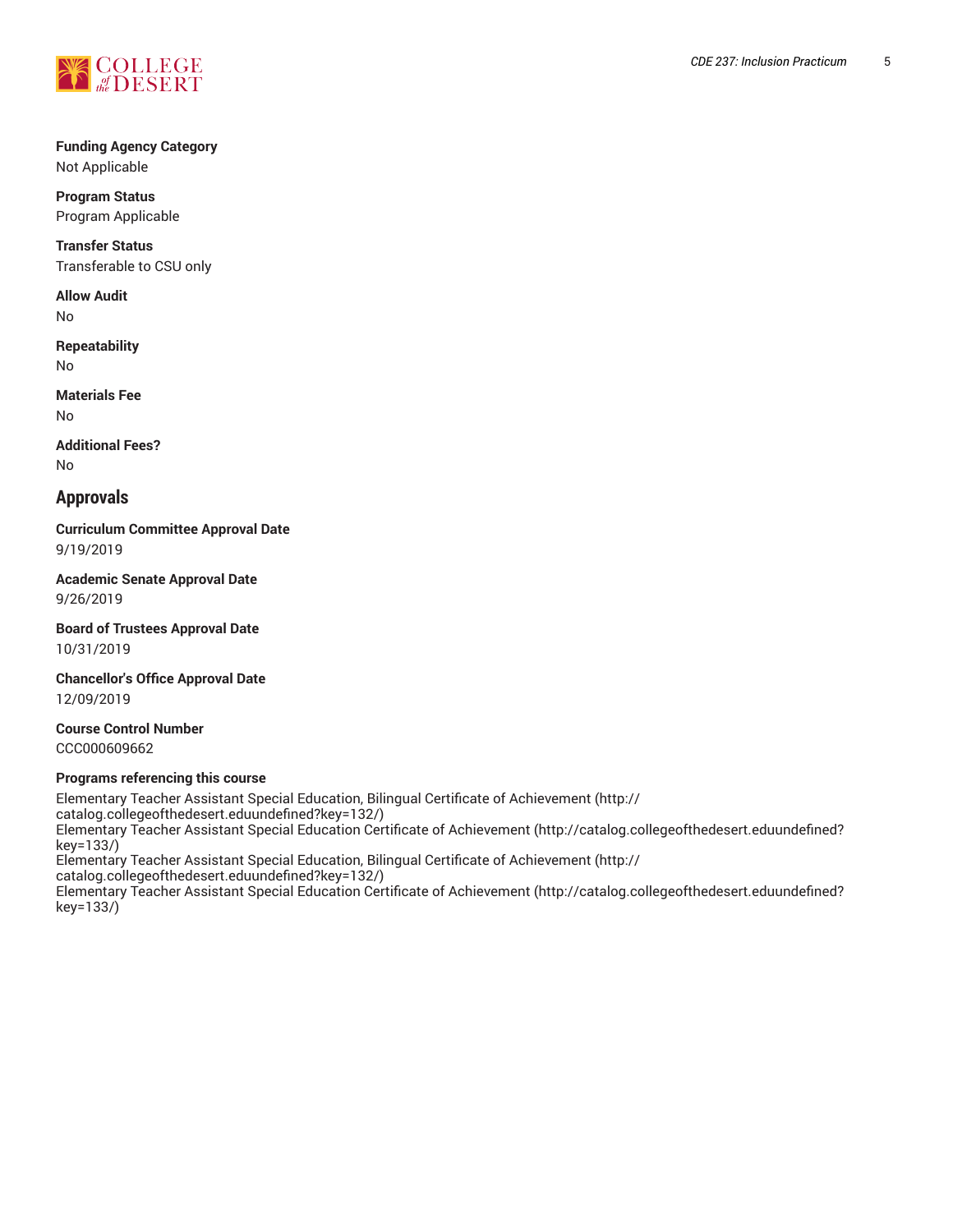**Funding Agency Category**
Not Applicable

**Program Status**
Program Applicable

**Transfer Status**
Transferable to CSU only

**Allow Audit**
No

**Repeatability**
No

**Materials Fee**
No

**Additional Fees?**
No

## Approvals

**Curriculum Committee Approval Date**
9/19/2019

**Academic Senate Approval Date**
9/26/2019

**Board of Trustees Approval Date**
10/31/2019

**Chancellor's Office Approval Date**
12/09/2019

**Course Control Number**
CCC000609662

**Programs referencing this course**
Elementary Teacher Assistant Special Education, Bilingual Certificate of Achievement (http://catalog.collegeofthedesert.eduundefined?key=132/)
Elementary Teacher Assistant Special Education Certificate of Achievement (http://catalog.collegeofthedesert.eduundefined?key=133/)
Elementary Teacher Assistant Special Education, Bilingual Certificate of Achievement (http://catalog.collegeofthedesert.eduundefined?key=132/)
Elementary Teacher Assistant Special Education Certificate of Achievement (http://catalog.collegeofthedesert.eduundefined?key=133/)